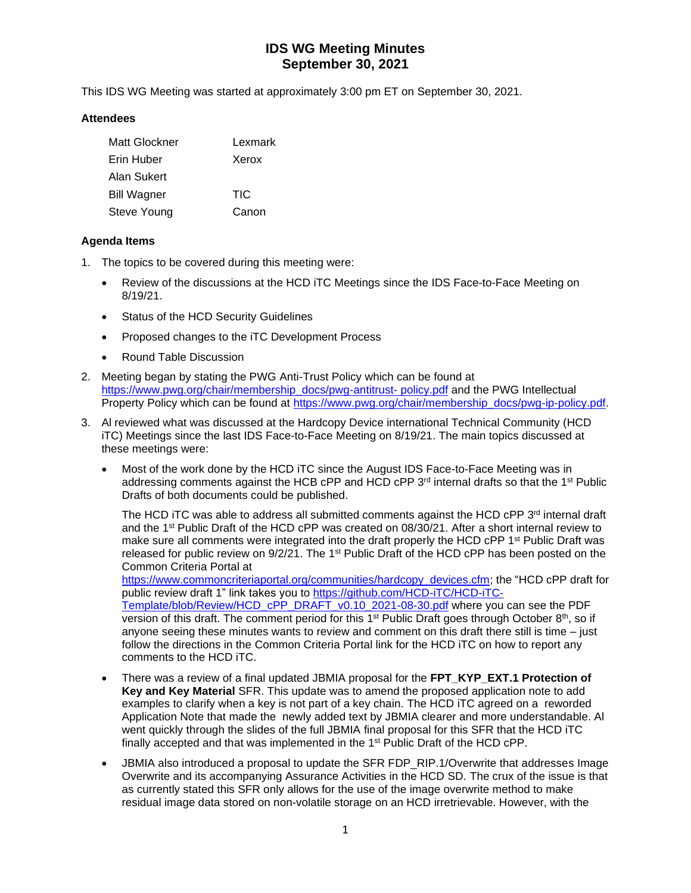# IDS WG Meeting Minutes
# September 30, 2021

This IDS WG Meeting was started at approximately 3:00 pm ET on September 30, 2021.

### Attendees

| | |
|---|---|
| Matt Glockner | Lexmark |
| Erin Huber | Xerox |
| Alan Sukert | |
| Bill Wagner | TIC |
| Steve Young | Canon |

### Agenda Items

1. The topics to be covered during this meeting were:
   - Review of the discussions at the HCD iTC Meetings since the IDS Face-to-Face Meeting on 8/19/21.
   - Status of the HCD Security Guidelines
   - Proposed changes to the iTC Development Process
   - Round Table Discussion
2. Meeting began by stating the PWG Anti-Trust Policy which can be found at https://www.pwg.org/chair/membership_docs/pwg-antitrust- policy.pdf and the PWG Intellectual Property Policy which can be found at https://www.pwg.org/chair/membership_docs/pwg-ip-policy.pdf.
3. Al reviewed what was discussed at the Hardcopy Device international Technical Community (HCD iTC) Meetings since the last IDS Face-to-Face Meeting on 8/19/21. The main topics discussed at these meetings were:
   - Most of the work done by the HCD iTC since the August IDS Face-to-Face Meeting was in addressing comments against the HCB cPP and HCD cPP 3rd internal drafts so that the 1st Public Drafts of both documents could be published.

     The HCD iTC was able to address all submitted comments against the HCD cPP 3rd internal draft and the 1st Public Draft of the HCD cPP was created on 08/30/21. After a short internal review to make sure all comments were integrated into the draft properly the HCD cPP 1st Public Draft was released for public review on 9/2/21. The 1st Public Draft of the HCD cPP has been posted on the Common Criteria Portal at https://www.commoncriteriaportal.org/communities/hardcopy_devices.cfm; the "HCD cPP draft for public review draft 1" link takes you to https://github.com/HCD-iTC/HCD-iTC-Template/blob/Review/HCD_cPP_DRAFT_v0.10_2021-08-30.pdf where you can see the PDF version of this draft. The comment period for this 1st Public Draft goes through October 8th, so if anyone seeing these minutes wants to review and comment on this draft there still is time – just follow the directions in the Common Criteria Portal link for the HCD iTC on how to report any comments to the HCD iTC.
   - There was a review of a final updated JBMIA proposal for the **FPT_KYP_EXT.1 Protection of Key and Key Material** SFR. This update was to amend the proposed application note to add examples to clarify when a key is not part of a key chain. The HCD iTC agreed on a reworded Application Note that made the newly added text by JBMIA clearer and more understandable. Al went quickly through the slides of the full JBMIA final proposal for this SFR that the HCD iTC finally accepted and that was implemented in the 1st Public Draft of the HCD cPP.
   - JBMIA also introduced a proposal to update the SFR FDP_RIP.1/Overwrite that addresses Image Overwrite and its accompanying Assurance Activities in the HCD SD. The crux of the issue is that as currently stated this SFR only allows for the use of the image overwrite method to make residual image data stored on non-volatile storage on an HCD irretrievable. However, with the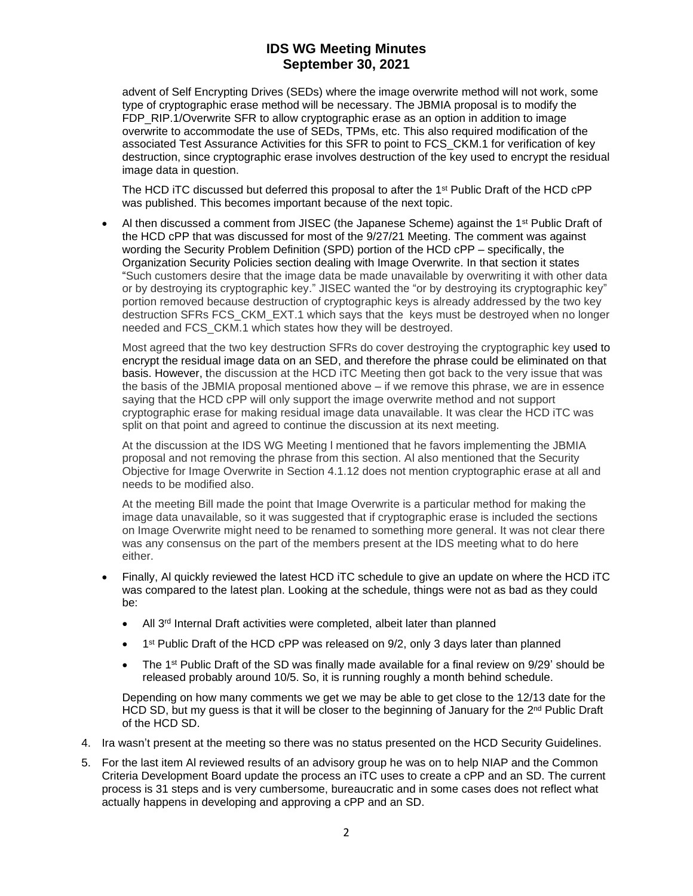advent of Self Encrypting Drives (SEDs) where the image overwrite method will not work, some type of cryptographic erase method will be necessary. The JBMIA proposal is to modify the FDP_RIP.1/Overwrite SFR to allow cryptographic erase as an option in addition to image overwrite to accommodate the use of SEDs, TPMs, etc. This also required modification of the associated Test Assurance Activities for this SFR to point to FCS_CKM.1 for verification of key destruction, since cryptographic erase involves destruction of the key used to encrypt the residual image data in question.

The HCD iTC discussed but deferred this proposal to after the 1st Public Draft of the HCD cPP was published. This becomes important because of the next topic.

- Al then discussed a comment from JISEC (the Japanese Scheme) against the 1st Public Draft of the HCD cPP that was discussed for most of the 9/27/21 Meeting. The comment was against wording the Security Problem Definition (SPD) portion of the HCD cPP – specifically, the Organization Security Policies section dealing with Image Overwrite. In that section it states "Such customers desire that the image data be made unavailable by overwriting it with other data or by destroying its cryptographic key." JISEC wanted the "or by destroying its cryptographic key" portion removed because destruction of cryptographic keys is already addressed by the two key destruction SFRs FCS_CKM_EXT.1 which says that the keys must be destroyed when no longer needed and FCS_CKM.1 which states how they will be destroyed.

  Most agreed that the two key destruction SFRs do cover destroying the cryptographic key used to encrypt the residual image data on an SED, and therefore the phrase could be eliminated on that basis. However, the discussion at the HCD iTC Meeting then got back to the very issue that was the basis of the JBMIA proposal mentioned above – if we remove this phrase, we are in essence saying that the HCD cPP will only support the image overwrite method and not support cryptographic erase for making residual image data unavailable. It was clear the HCD iTC was split on that point and agreed to continue the discussion at its next meeting.

  At the discussion at the IDS WG Meeting l mentioned that he favors implementing the JBMIA proposal and not removing the phrase from this section. Al also mentioned that the Security Objective for Image Overwrite in Section 4.1.12 does not mention cryptographic erase at all and needs to be modified also.

  At the meeting Bill made the point that Image Overwrite is a particular method for making the image data unavailable, so it was suggested that if cryptographic erase is included the sections on Image Overwrite might need to be renamed to something more general. It was not clear there was any consensus on the part of the members present at the IDS meeting what to do here either.

- Finally, Al quickly reviewed the latest HCD iTC schedule to give an update on where the HCD iTC was compared to the latest plan. Looking at the schedule, things were not as bad as they could be:
  - All 3rd Internal Draft activities were completed, albeit later than planned
  - 1st Public Draft of the HCD cPP was released on 9/2, only 3 days later than planned
  - The 1st Public Draft of the SD was finally made available for a final review on 9/29' should be released probably around 10/5. So, it is running roughly a month behind schedule.

  Depending on how many comments we get we may be able to get close to the 12/13 date for the HCD SD, but my guess is that it will be closer to the beginning of January for the 2nd Public Draft of the HCD SD.

4. Ira wasn't present at the meeting so there was no status presented on the HCD Security Guidelines.
5. For the last item Al reviewed results of an advisory group he was on to help NIAP and the Common Criteria Development Board update the process an iTC uses to create a cPP and an SD. The current process is 31 steps and is very cumbersome, bureaucratic and in some cases does not reflect what actually happens in developing and approving a cPP and an SD.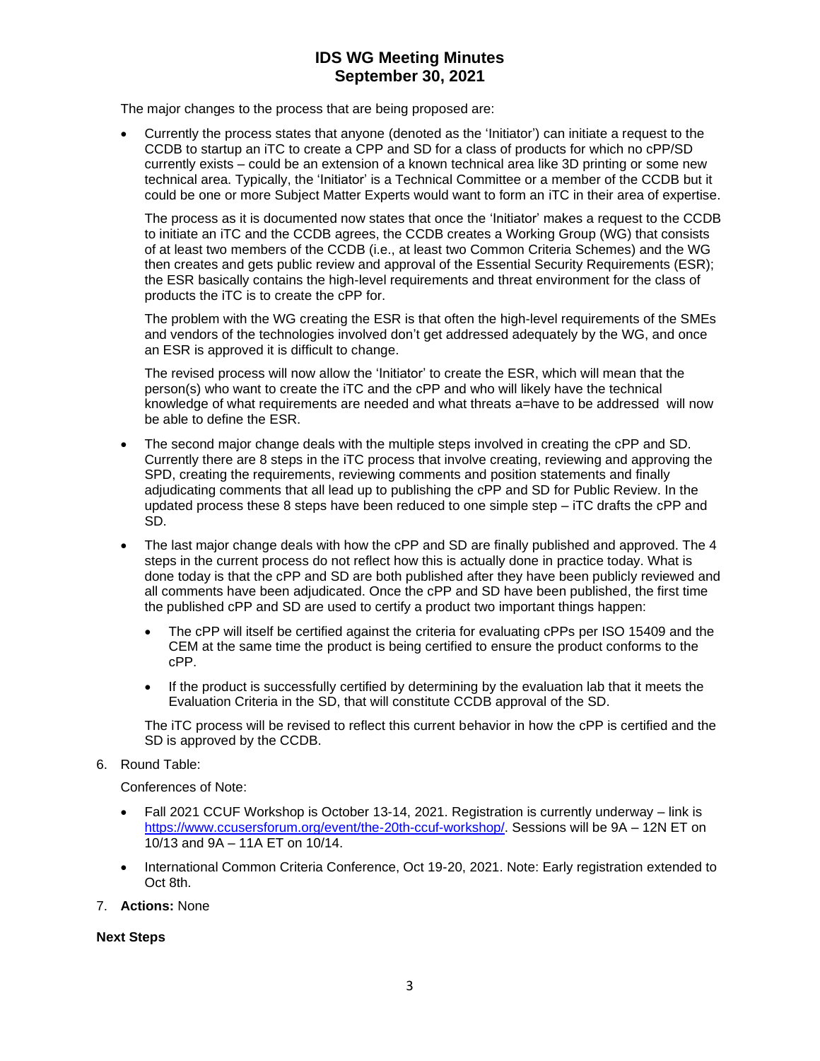The major changes to the process that are being proposed are:

- Currently the process states that anyone (denoted as the 'Initiator') can initiate a request to the CCDB to startup an iTC to create a CPP and SD for a class of products for which no cPP/SD currently exists – could be an extension of a known technical area like 3D printing or some new technical area. Typically, the 'Initiator' is a Technical Committee or a member of the CCDB but it could be one or more Subject Matter Experts would want to form an iTC in their area of expertise.

  The process as it is documented now states that once the 'Initiator' makes a request to the CCDB to initiate an iTC and the CCDB agrees, the CCDB creates a Working Group (WG) that consists of at least two members of the CCDB (i.e., at least two Common Criteria Schemes) and the WG then creates and gets public review and approval of the Essential Security Requirements (ESR); the ESR basically contains the high-level requirements and threat environment for the class of products the iTC is to create the cPP for.

  The problem with the WG creating the ESR is that often the high-level requirements of the SMEs and vendors of the technologies involved don't get addressed adequately by the WG, and once an ESR is approved it is difficult to change.

  The revised process will now allow the 'Initiator' to create the ESR, which will mean that the person(s) who want to create the iTC and the cPP and who will likely have the technical knowledge of what requirements are needed and what threats a=have to be addressed will now be able to define the ESR.

- The second major change deals with the multiple steps involved in creating the cPP and SD. Currently there are 8 steps in the iTC process that involve creating, reviewing and approving the SPD, creating the requirements, reviewing comments and position statements and finally adjudicating comments that all lead up to publishing the cPP and SD for Public Review. In the updated process these 8 steps have been reduced to one simple step – iTC drafts the cPP and SD.

- The last major change deals with how the cPP and SD are finally published and approved. The 4 steps in the current process do not reflect how this is actually done in practice today. What is done today is that the cPP and SD are both published after they have been publicly reviewed and all comments have been adjudicated. Once the cPP and SD have been published, the first time the published cPP and SD are used to certify a product two important things happen:

  - The cPP will itself be certified against the criteria for evaluating cPPs per ISO 15409 and the CEM at the same time the product is being certified to ensure the product conforms to the cPP.

  - If the product is successfully certified by determining by the evaluation lab that it meets the Evaluation Criteria in the SD, that will constitute CCDB approval of the SD.

  The iTC process will be revised to reflect this current behavior in how the cPP is certified and the SD is approved by the CCDB.

6. Round Table:

   Conferences of Note:

   - Fall 2021 CCUF Workshop is October 13-14, 2021. Registration is currently underway – link is https://www.ccusersforum.org/event/the-20th-ccuf-workshop/. Sessions will be 9A – 12N ET on 10/13 and 9A – 11A ET on 10/14.

   - International Common Criteria Conference, Oct 19-20, 2021. Note: Early registration extended to Oct 8th.

7. **Actions:** None

**Next Steps**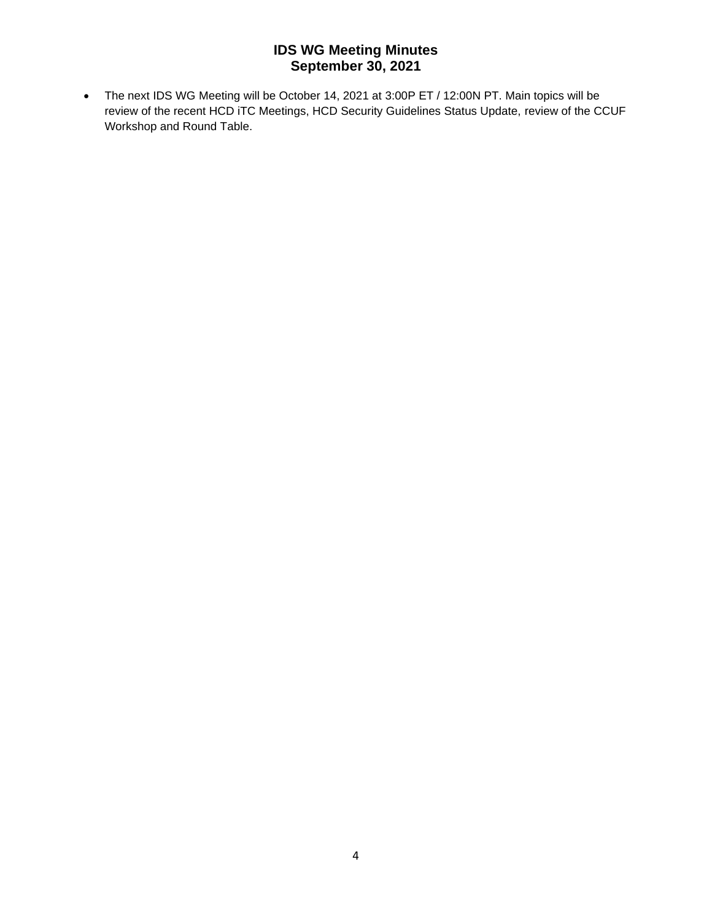- The next IDS WG Meeting will be October 14, 2021 at 3:00P ET / 12:00N PT. Main topics will be review of the recent HCD iTC Meetings, HCD Security Guidelines Status Update, review of the CCUF Workshop and Round Table.